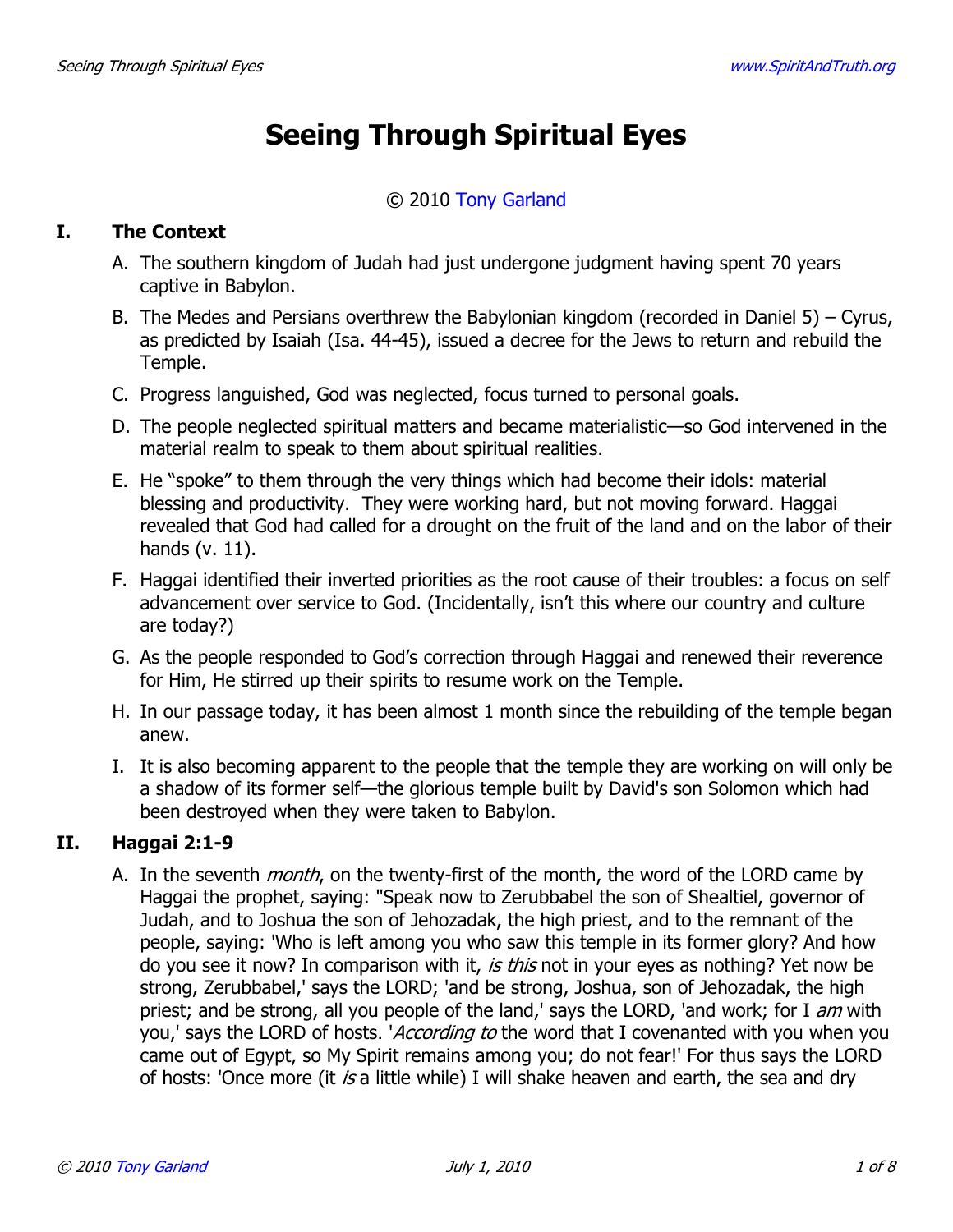# Seeing Through Spiritual Eyes

© 2010 Tony Garland

## I. The Context

A. The southern kingdom of Judah had just undergone judgment having spent 70 years captive in Babylon.

B. The Medes and Persians overthrew the Babylonian kingdom (recorded in Daniel 5) – Cyrus, as predicted by Isaiah (Isa. 44-45), issued a decree for the Jews to return and rebuild the Temple.

C. Progress languished, God was neglected, focus turned to personal goals.

D. The people neglected spiritual matters and became materialistic—so God intervened in the material realm to speak to them about spiritual realities.

E. He "spoke" to them through the very things which had become their idols: material blessing and productivity. They were working hard, but not moving forward. Haggai revealed that God had called for a drought on the fruit of the land and on the labor of their hands (v. 11).

F. Haggai identified their inverted priorities as the root cause of their troubles: a focus on self advancement over service to God. (Incidentally, isn't this where our country and culture are today?)

G. As the people responded to God's correction through Haggai and renewed their reverence for Him, He stirred up their spirits to resume work on the Temple.

H. In our passage today, it has been almost 1 month since the rebuilding of the temple began anew.

I. It is also becoming apparent to the people that the temple they are working on will only be a shadow of its former self—the glorious temple built by David's son Solomon which had been destroyed when they were taken to Babylon.

## II. Haggai 2:1-9

A. In the seventh *month*, on the twenty-first of the month, the word of the LORD came by Haggai the prophet, saying: "Speak now to Zerubbabel the son of Shealtiel, governor of Judah, and to Joshua the son of Jehozadak, the high priest, and to the remnant of the people, saying: 'Who is left among you who saw this temple in its former glory? And how do you see it now? In comparison with it, *is this* not in your eyes as nothing? Yet now be strong, Zerubbabel,' says the LORD; 'and be strong, Joshua, son of Jehozadak, the high priest; and be strong, all you people of the land,' says the LORD, 'and work; for I *am* with you,' says the LORD of hosts. '*According to* the word that I covenanted with you when you came out of Egypt, so My Spirit remains among you; do not fear!' For thus says the LORD of hosts: 'Once more (it *is* a little while) I will shake heaven and earth, the sea and dry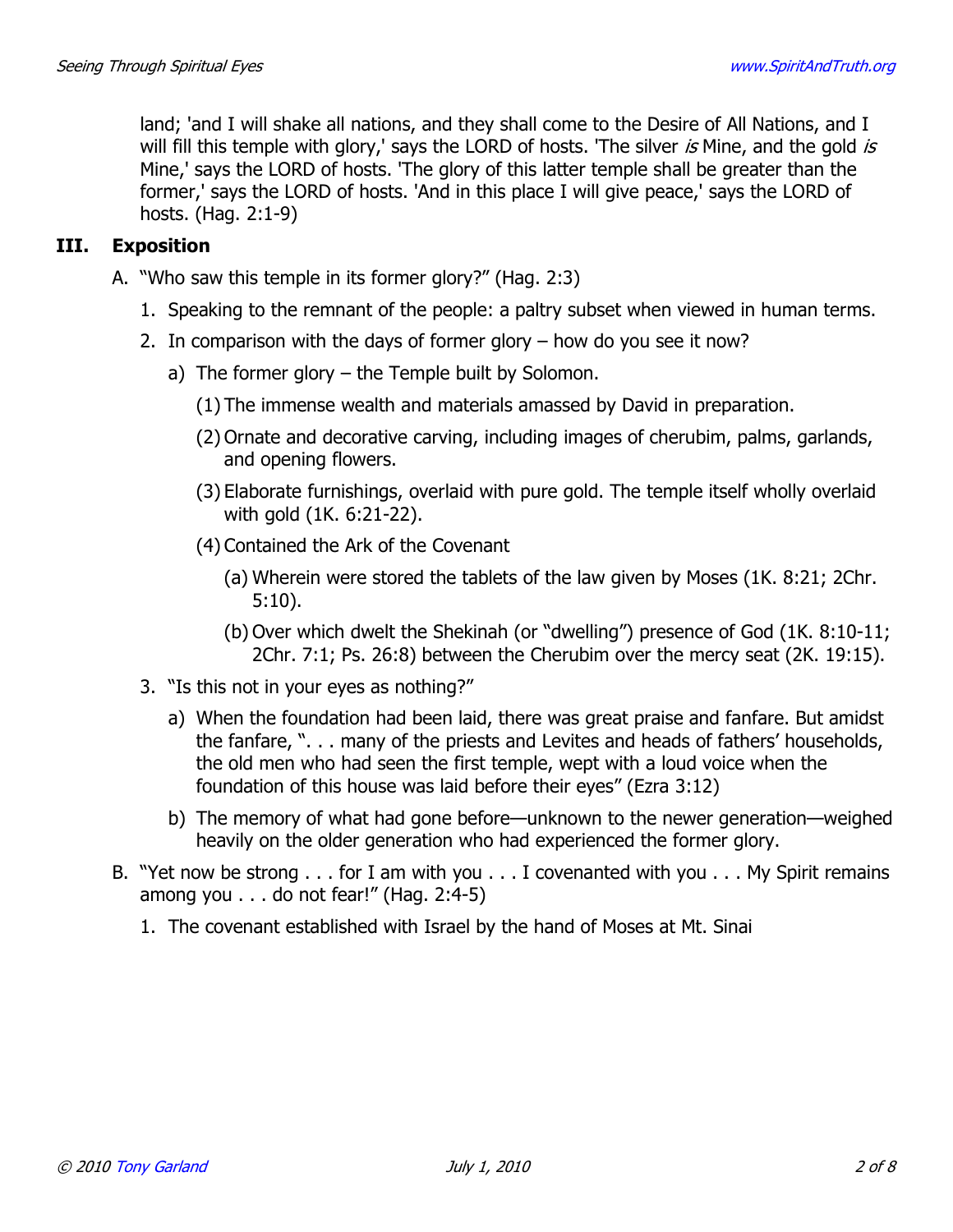land; 'and I will shake all nations, and they shall come to the Desire of All Nations, and I will fill this temple with glory,' says the LORD of hosts. 'The silver *is* Mine, and the gold *is* Mine,' says the LORD of hosts. 'The glory of this latter temple shall be greater than the former,' says the LORD of hosts. 'And in this place I will give peace,' says the LORD of hosts. (Hag. 2:1-9)

## III. Exposition

A. "Who saw this temple in its former glory?" (Hag. 2:3)

1. Speaking to the remnant of the people: a paltry subset when viewed in human terms.
2. In comparison with the days of former glory – how do you see it now?
   a) The former glory – the Temple built by Solomon.
      (1) The immense wealth and materials amassed by David in preparation.
      (2) Ornate and decorative carving, including images of cherubim, palms, garlands, and opening flowers.
      (3) Elaborate furnishings, overlaid with pure gold. The temple itself wholly overlaid with gold (1K. 6:21-22).
      (4) Contained the Ark of the Covenant
         (a) Wherein were stored the tablets of the law given by Moses (1K. 8:21; 2Chr. 5:10).
         (b) Over which dwelt the Shekinah (or "dwelling") presence of God (1K. 8:10-11; 2Chr. 7:1; Ps. 26:8) between the Cherubim over the mercy seat (2K. 19:15).
3. "Is this not in your eyes as nothing?"
   a) When the foundation had been laid, there was great praise and fanfare. But amidst the fanfare, ". . . many of the priests and Levites and heads of fathers' households, the old men who had seen the first temple, wept with a loud voice when the foundation of this house was laid before their eyes" (Ezra 3:12)
   b) The memory of what had gone before—unknown to the newer generation—weighed heavily on the older generation who had experienced the former glory.

B. "Yet now be strong . . . for I am with you . . . I covenanted with you . . . My Spirit remains among you . . . do not fear!" (Hag. 2:4-5)

1. The covenant established with Israel by the hand of Moses at Mt. Sinai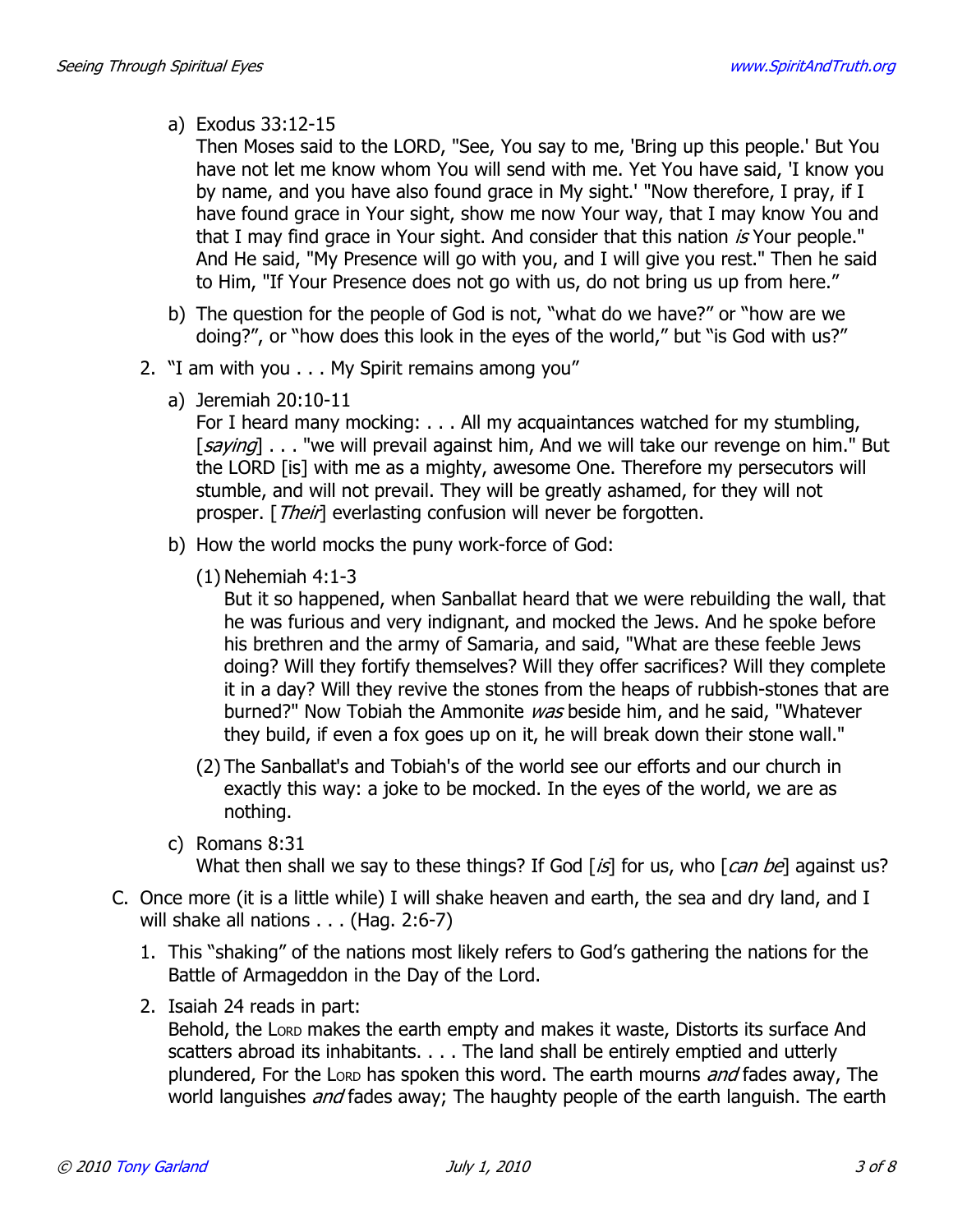a) Exodus 33:12-15
   Then Moses said to the LORD, "See, You say to me, 'Bring up this people.' But You have not let me know whom You will send with me. Yet You have said, 'I know you by name, and you have also found grace in My sight.' "Now therefore, I pray, if I have found grace in Your sight, show me now Your way, that I may know You and that I may find grace in Your sight. And consider that this nation *is* Your people." And He said, "My Presence will go with you, and I will give you rest." Then he said to Him, "If Your Presence does not go with us, do not bring us up from here."

b) The question for the people of God is not, "what do we have?" or "how are we doing?", or "how does this look in the eyes of the world," but "is God with us?"

2. "I am with you . . . My Spirit remains among you"

   a) Jeremiah 20:10-11
      For I heard many mocking: . . . All my acquaintances watched for my stumbling, [*saying*] . . . "we will prevail against him, And we will take our revenge on him." But the LORD [is] with me as a mighty, awesome One. Therefore my persecutors will stumble, and will not prevail. They will be greatly ashamed, for they will not prosper. [*Their*] everlasting confusion will never be forgotten.

   b) How the world mocks the puny work-force of God:

      (1) Nehemiah 4:1-3
      But it so happened, when Sanballat heard that we were rebuilding the wall, that he was furious and very indignant, and mocked the Jews. And he spoke before his brethren and the army of Samaria, and said, "What are these feeble Jews doing? Will they fortify themselves? Will they offer sacrifices? Will they complete it in a day? Will they revive the stones from the heaps of rubbish-stones that are burned?" Now Tobiah the Ammonite *was* beside him, and he said, "Whatever they build, if even a fox goes up on it, he will break down their stone wall."

      (2) The Sanballat's and Tobiah's of the world see our efforts and our church in exactly this way: a joke to be mocked. In the eyes of the world, we are as nothing.

   c) Romans 8:31
      What then shall we say to these things? If God [*is*] for us, who [*can be*] against us?

C. Once more (it is a little while) I will shake heaven and earth, the sea and dry land, and I will shake all nations . . . (Hag. 2:6-7)

1. This "shaking" of the nations most likely refers to God's gathering the nations for the Battle of Armageddon in the Day of the Lord.

2. Isaiah 24 reads in part:
   Behold, the LORD makes the earth empty and makes it waste, Distorts its surface And scatters abroad its inhabitants. . . . The land shall be entirely emptied and utterly plundered, For the LORD has spoken this word. The earth mourns *and* fades away, The world languishes *and* fades away; The haughty people of the earth languish. The earth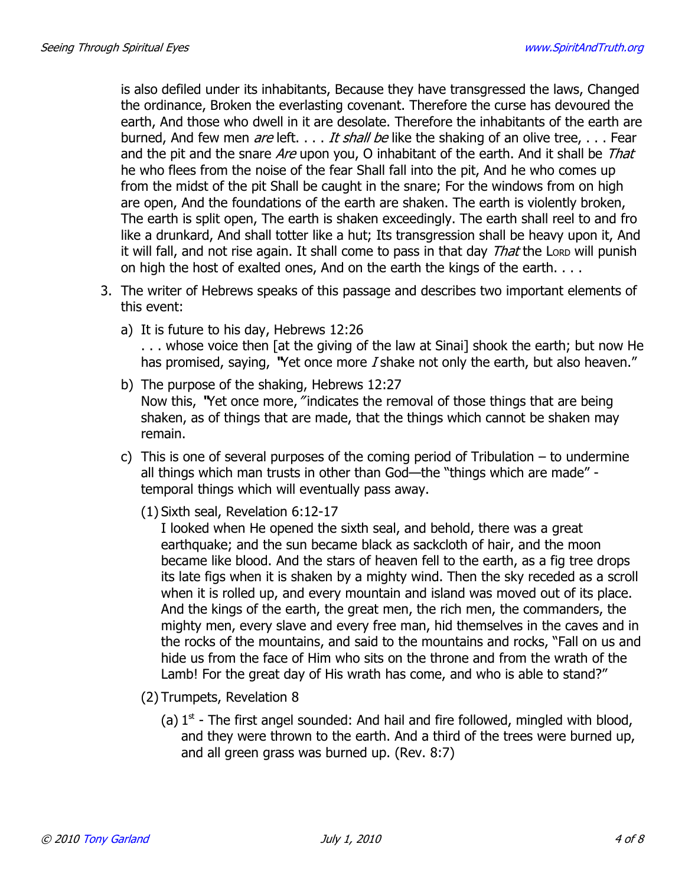is also defiled under its inhabitants, Because they have transgressed the laws, Changed the ordinance, Broken the everlasting covenant. Therefore the curse has devoured the earth, And those who dwell in it are desolate. Therefore the inhabitants of the earth are burned, And few men *are* left. . . . *It shall be* like the shaking of an olive tree, . . . Fear and the pit and the snare *Are* upon you, O inhabitant of the earth. And it shall be *That* he who flees from the noise of the fear Shall fall into the pit, And he who comes up from the midst of the pit Shall be caught in the snare; For the windows from on high are open, And the foundations of the earth are shaken. The earth is violently broken, The earth is split open, The earth is shaken exceedingly. The earth shall reel to and fro like a drunkard, And shall totter like a hut; Its transgression shall be heavy upon it, And it will fall, and not rise again. It shall come to pass in that day *That* the LORD will punish on high the host of exalted ones, And on the earth the kings of the earth. . . .

3. The writer of Hebrews speaks of this passage and describes two important elements of this event:

   a) It is future to his day, Hebrews 12:26
   . . . whose voice then [at the giving of the law at Sinai] shook the earth; but now He has promised, saying, "Yet once more *I* shake not only the earth, but also heaven."

   b) The purpose of the shaking, Hebrews 12:27
   Now this, "Yet once more," indicates the removal of those things that are being shaken, as of things that are made, that the things which cannot be shaken may remain.

   c) This is one of several purposes of the coming period of Tribulation – to undermine all things which man trusts in other than God—the "things which are made" - temporal things which will eventually pass away.

      (1) Sixth seal, Revelation 6:12-17
      I looked when He opened the sixth seal, and behold, there was a great earthquake; and the sun became black as sackcloth of hair, and the moon became like blood. And the stars of heaven fell to the earth, as a fig tree drops its late figs when it is shaken by a mighty wind. Then the sky receded as a scroll when it is rolled up, and every mountain and island was moved out of its place. And the kings of the earth, the great men, the rich men, the commanders, the mighty men, every slave and every free man, hid themselves in the caves and in the rocks of the mountains, and said to the mountains and rocks, "Fall on us and hide us from the face of Him who sits on the throne and from the wrath of the Lamb! For the great day of His wrath has come, and who is able to stand?"

      (2) Trumpets, Revelation 8

         (a) 1st - The first angel sounded: And hail and fire followed, mingled with blood, and they were thrown to the earth. And a third of the trees were burned up, and all green grass was burned up. (Rev. 8:7)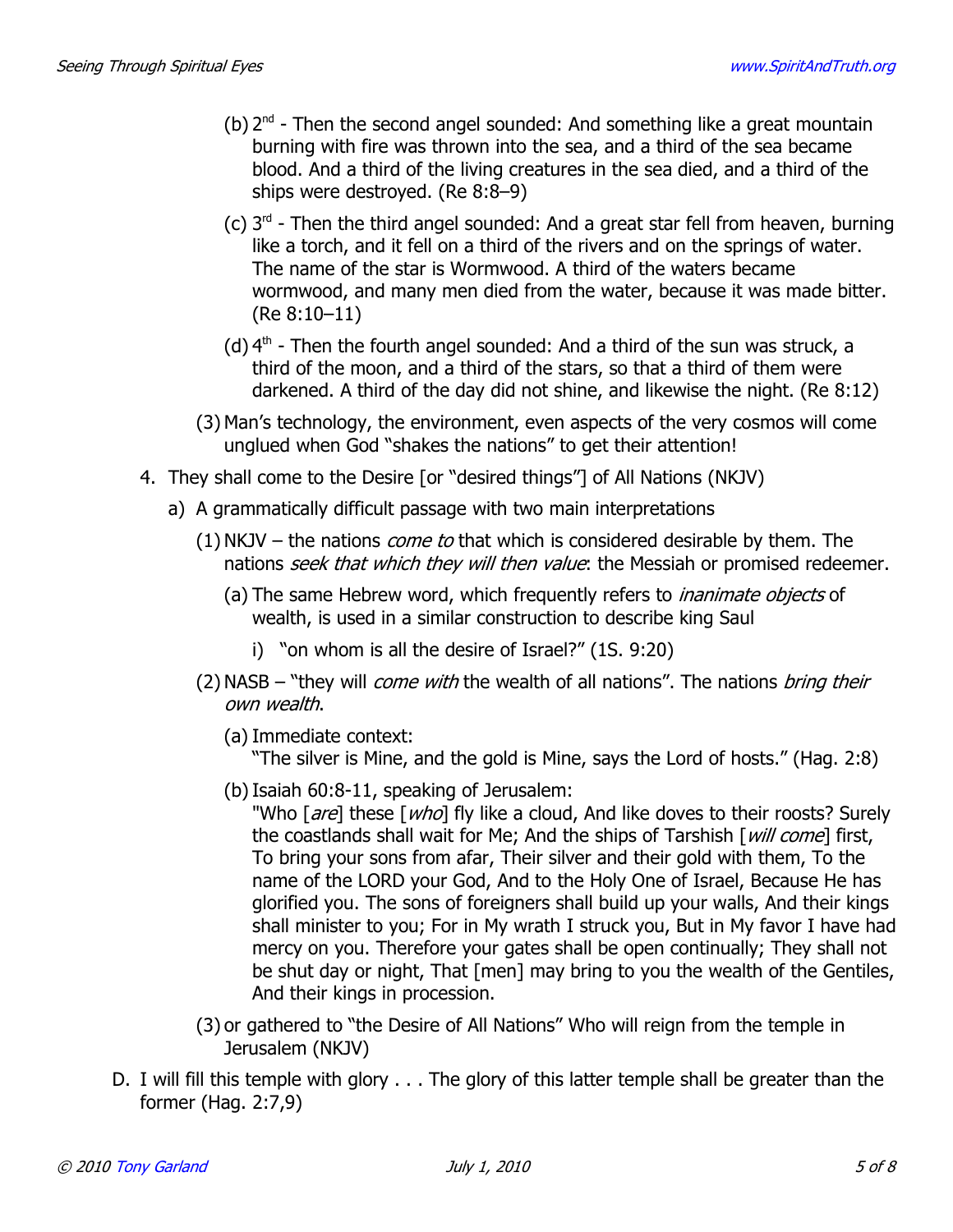(b) 2nd - Then the second angel sounded: And something like a great mountain burning with fire was thrown into the sea, and a third of the sea became blood. And a third of the living creatures in the sea died, and a third of the ships were destroyed. (Re 8:8–9)

(c) 3rd - Then the third angel sounded: And a great star fell from heaven, burning like a torch, and it fell on a third of the rivers and on the springs of water. The name of the star is Wormwood. A third of the waters became wormwood, and many men died from the water, because it was made bitter. (Re 8:10–11)

(d) 4th - Then the fourth angel sounded: And a third of the sun was struck, a third of the moon, and a third of the stars, so that a third of them were darkened. A third of the day did not shine, and likewise the night. (Re 8:12)

(3) Man's technology, the environment, even aspects of the very cosmos will come unglued when God "shakes the nations" to get their attention!

4. They shall come to the Desire [or "desired things"] of All Nations (NKJV)

   a) A grammatically difficult passage with two main interpretations

      (1) NKJV – the nations *come to* that which is considered desirable by them. The nations *seek that which they will then value*: the Messiah or promised redeemer.

         (a) The same Hebrew word, which frequently refers to *inanimate objects* of wealth, is used in a similar construction to describe king Saul

            i) "on whom is all the desire of Israel?" (1S. 9:20)

      (2) NASB – "they will *come with* the wealth of all nations". The nations *bring their own wealth*.

         (a) Immediate context:
         "The silver is Mine, and the gold is Mine, says the Lord of hosts." (Hag. 2:8)

         (b) Isaiah 60:8-11, speaking of Jerusalem:
         "Who [*are*] these [*who*] fly like a cloud, And like doves to their roosts? Surely the coastlands shall wait for Me; And the ships of Tarshish [*will come*] first, To bring your sons from afar, Their silver and their gold with them, To the name of the LORD your God, And to the Holy One of Israel, Because He has glorified you. The sons of foreigners shall build up your walls, And their kings shall minister to you; For in My wrath I struck you, But in My favor I have had mercy on you. Therefore your gates shall be open continually; They shall not be shut day or night, That [men] may bring to you the wealth of the Gentiles, And their kings in procession.

      (3) or gathered to "the Desire of All Nations" Who will reign from the temple in Jerusalem (NKJV)

D. I will fill this temple with glory . . . The glory of this latter temple shall be greater than the former (Hag. 2:7,9)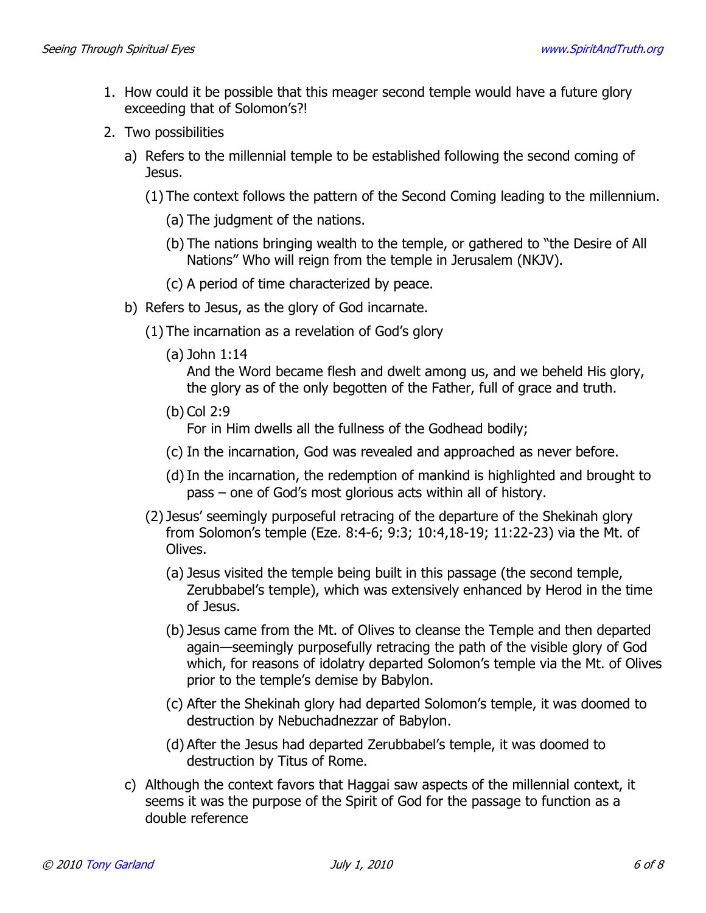1. How could it be possible that this meager second temple would have a future glory exceeding that of Solomon's?!
2. Two possibilities
   a) Refers to the millennial temple to be established following the second coming of Jesus.
      (1) The context follows the pattern of the Second Coming leading to the millennium.
         (a) The judgment of the nations.
         (b) The nations bringing wealth to the temple, or gathered to "the Desire of All Nations" Who will reign from the temple in Jerusalem (NKJV).
         (c) A period of time characterized by peace.
   b) Refers to Jesus, as the glory of God incarnate.
      (1) The incarnation as a revelation of God's glory
         (a) John 1:14
            And the Word became flesh and dwelt among us, and we beheld His glory, the glory as of the only begotten of the Father, full of grace and truth.
         (b) Col 2:9
            For in Him dwells all the fullness of the Godhead bodily;
         (c) In the incarnation, God was revealed and approached as never before.
         (d) In the incarnation, the redemption of mankind is highlighted and brought to pass – one of God's most glorious acts within all of history.
      (2) Jesus' seemingly purposeful retracing of the departure of the Shekinah glory from Solomon's temple (Eze. 8:4-6; 9:3; 10:4,18-19; 11:22-23) via the Mt. of Olives.
         (a) Jesus visited the temple being built in this passage (the second temple, Zerubbabel's temple), which was extensively enhanced by Herod in the time of Jesus.
         (b) Jesus came from the Mt. of Olives to cleanse the Temple and then departed again—seemingly purposefully retracing the path of the visible glory of God which, for reasons of idolatry departed Solomon's temple via the Mt. of Olives prior to the temple's demise by Babylon.
         (c) After the Shekinah glory had departed Solomon's temple, it was doomed to destruction by Nebuchadnezzar of Babylon.
         (d) After the Jesus had departed Zerubbabel's temple, it was doomed to destruction by Titus of Rome.
   c) Although the context favors that Haggai saw aspects of the millennial context, it seems it was the purpose of the Spirit of God for the passage to function as a double reference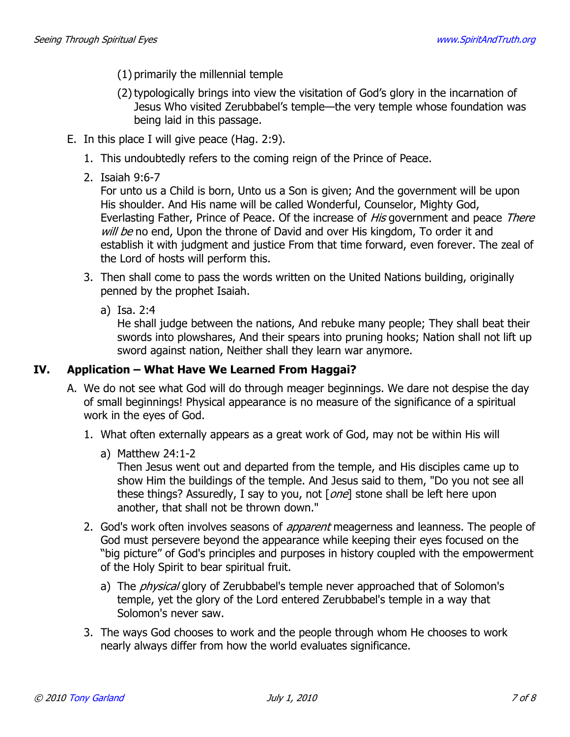(1) primarily the millennial temple

(2) typologically brings into view the visitation of God's glory in the incarnation of Jesus Who visited Zerubbabel's temple—the very temple whose foundation was being laid in this passage.

E. In this place I will give peace (Hag. 2:9).

1. This undoubtedly refers to the coming reign of the Prince of Peace.

2. Isaiah 9:6-7
For unto us a Child is born, Unto us a Son is given; And the government will be upon His shoulder. And His name will be called Wonderful, Counselor, Mighty God, Everlasting Father, Prince of Peace. Of the increase of *His* government and peace *There will be* no end, Upon the throne of David and over His kingdom, To order it and establish it with judgment and justice From that time forward, even forever. The zeal of the Lord of hosts will perform this.

3. Then shall come to pass the words written on the United Nations building, originally penned by the prophet Isaiah.

a) Isa. 2:4
He shall judge between the nations, And rebuke many people; They shall beat their swords into plowshares, And their spears into pruning hooks; Nation shall not lift up sword against nation, Neither shall they learn war anymore.

## IV. Application – What Have We Learned From Haggai?

A. We do not see what God will do through meager beginnings. We dare not despise the day of small beginnings! Physical appearance is no measure of the significance of a spiritual work in the eyes of God.

1. What often externally appears as a great work of God, may not be within His will

a) Matthew 24:1-2
Then Jesus went out and departed from the temple, and His disciples came up to show Him the buildings of the temple. And Jesus said to them, "Do you not see all these things? Assuredly, I say to you, not [*one*] stone shall be left here upon another, that shall not be thrown down."

2. God's work often involves seasons of *apparent* meagerness and leanness. The people of God must persevere beyond the appearance while keeping their eyes focused on the "big picture" of God's principles and purposes in history coupled with the empowerment of the Holy Spirit to bear spiritual fruit.

a) The *physical* glory of Zerubbabel's temple never approached that of Solomon's temple, yet the glory of the Lord entered Zerubbabel's temple in a way that Solomon's never saw.

3. The ways God chooses to work and the people through whom He chooses to work nearly always differ from how the world evaluates significance.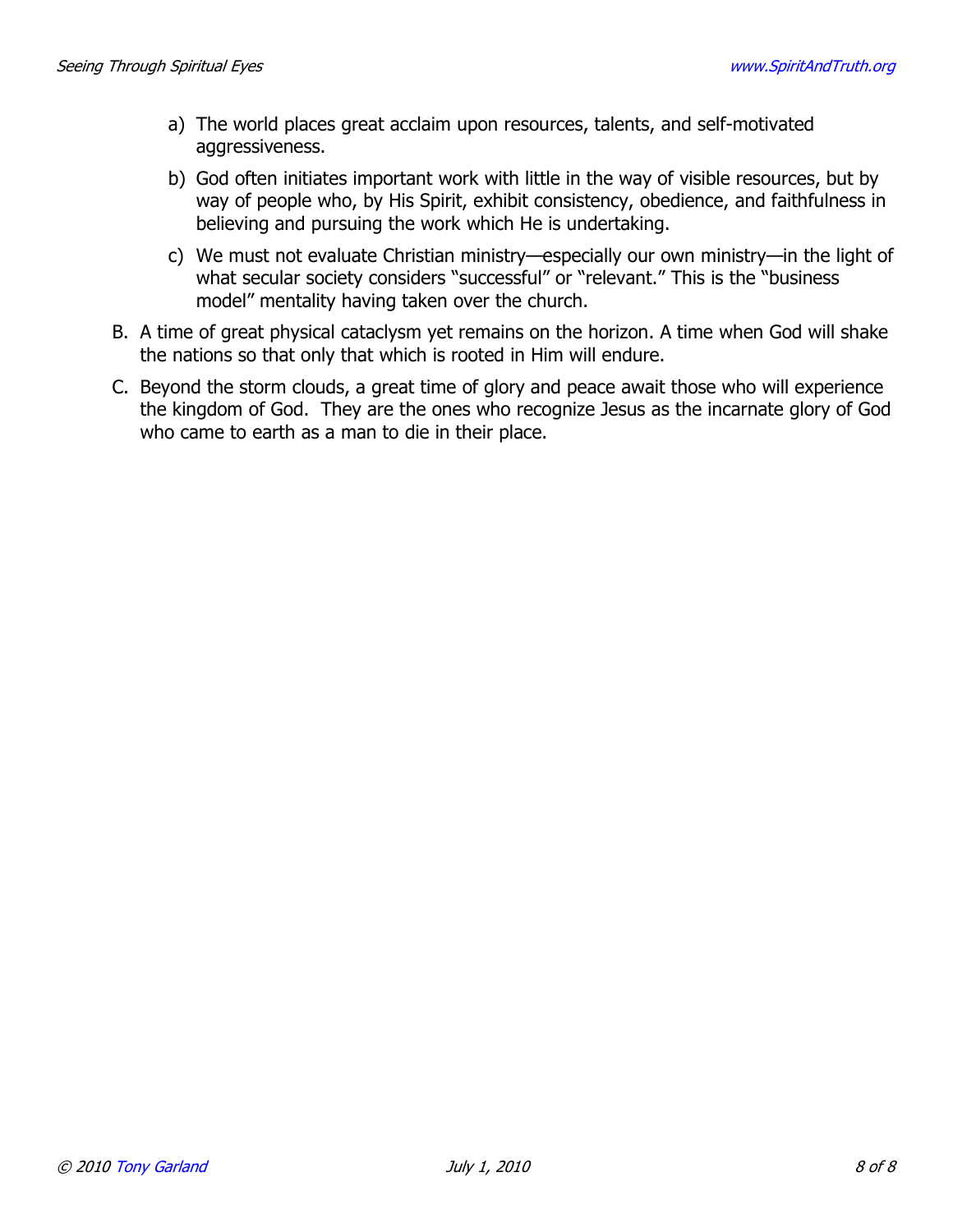a) The world places great acclaim upon resources, talents, and self-motivated aggressiveness.

b) God often initiates important work with little in the way of visible resources, but by way of people who, by His Spirit, exhibit consistency, obedience, and faithfulness in believing and pursuing the work which He is undertaking.

c) We must not evaluate Christian ministry—especially our own ministry—in the light of what secular society considers "successful" or "relevant." This is the "business model" mentality having taken over the church.

B. A time of great physical cataclysm yet remains on the horizon. A time when God will shake the nations so that only that which is rooted in Him will endure.

C. Beyond the storm clouds, a great time of glory and peace await those who will experience the kingdom of God. They are the ones who recognize Jesus as the incarnate glory of God who came to earth as a man to die in their place.